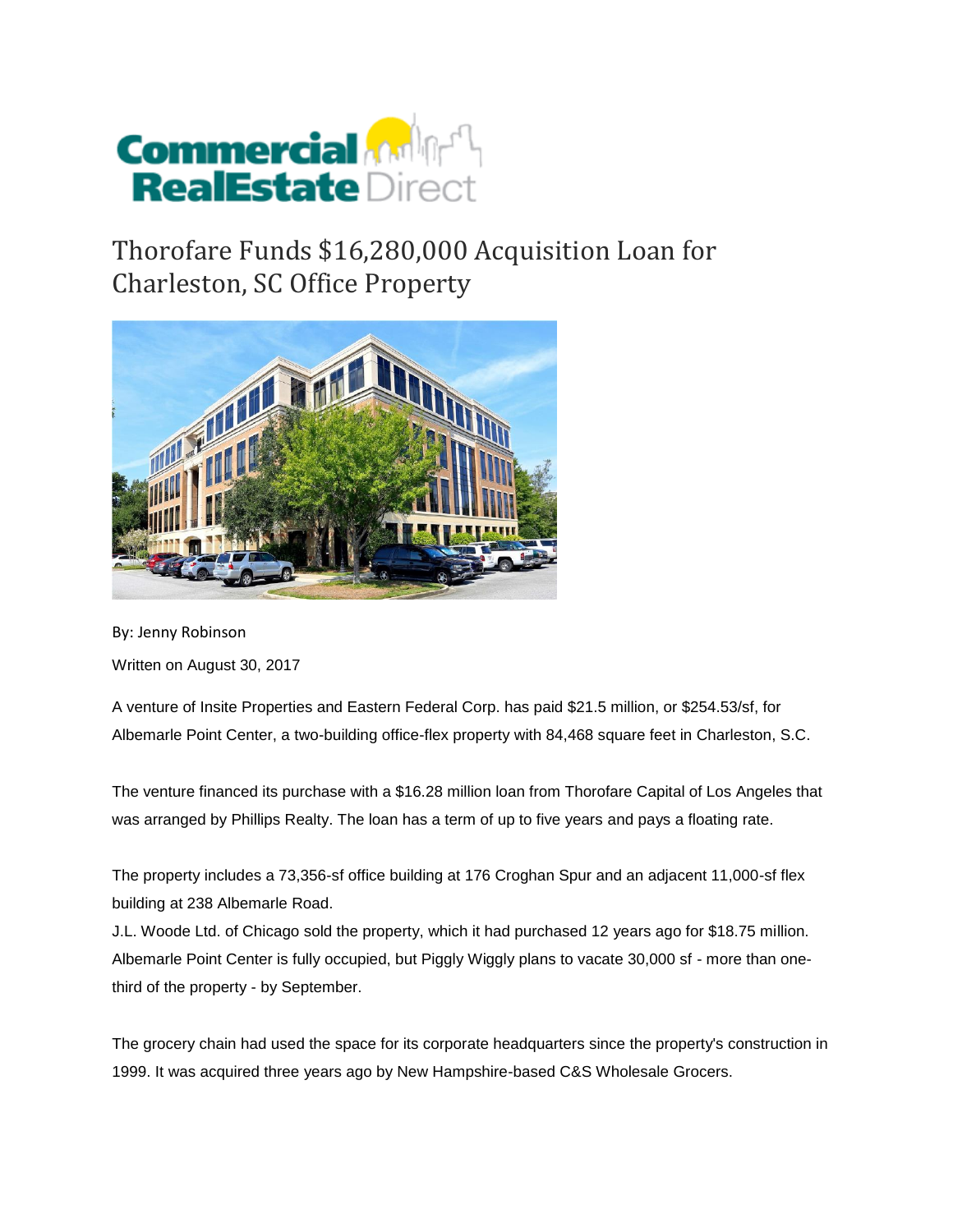# Thorofare Funds $16,280,000 Acquisition Loan for Charleston, SC Office Property

By: Jenny Robinson

Written on August 30, 2017

A venture of Insite Properties and Eastern Federal Corp. has paid $21.5 million, or $254.53/sf, for Albemarle Point Center, a two-building office-flex property with 84,468 square feet in Charleston, S.C.

The venture financed its purchase with a $16.28 million loan from Thorofare Capital of Los Angeles that was arranged by Phillips Realty. The loan has a term of up to five years and pays a floating rate.

The property includes a 73,356-sf office building at 176 Croghan Spur and an adjacent 11,000-sf flex building at 238 Albemarle Road.

J.L. Woode Ltd. of Chicago sold the property, which it had purchased 12 years ago for $18.75 million. Albemarle Point Center is fully occupied, but Piggly Wiggly plans to vacate 30,000 sf - more than one-third of the property - by September.

The grocery chain had used the space for its corporate headquarters since the property's construction in 1999. It was acquired three years ago by New Hampshire-based C&S Wholesale Grocers.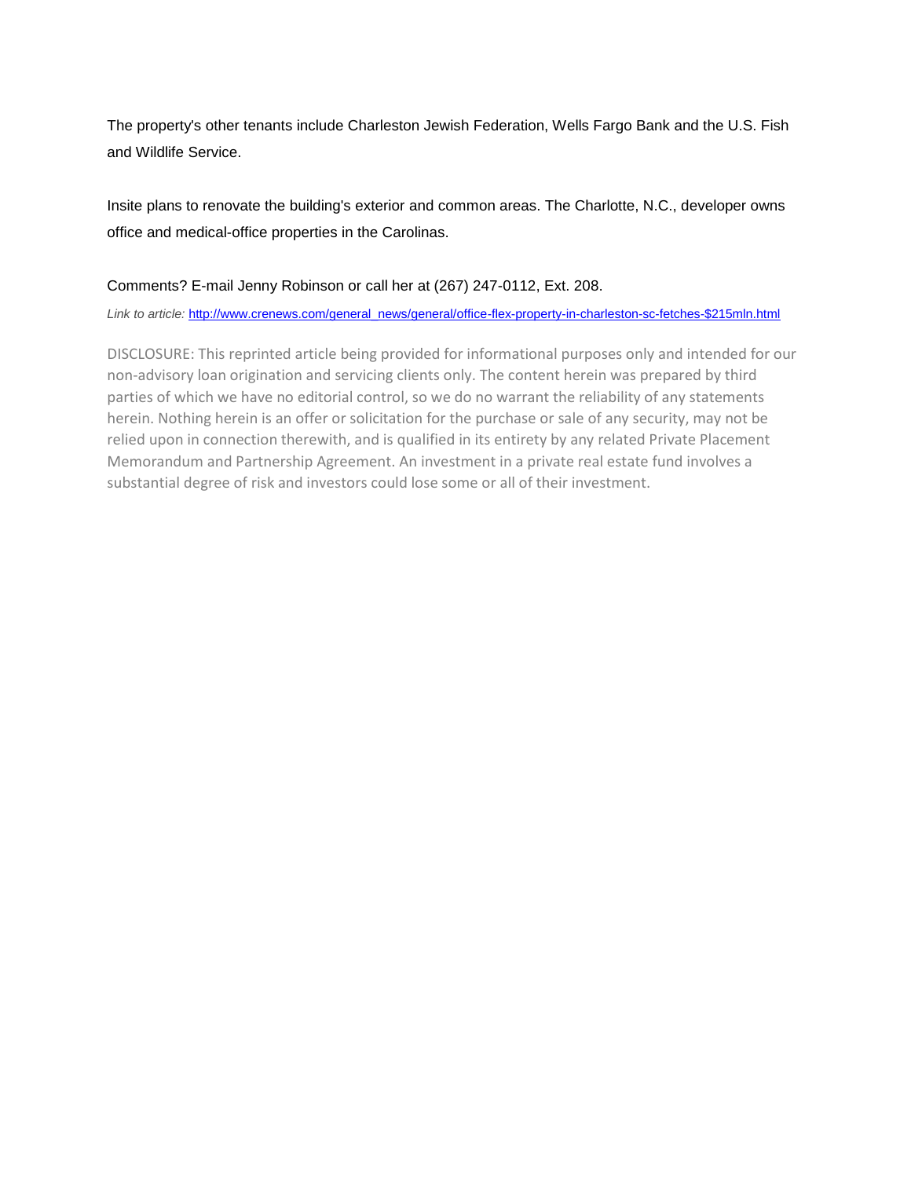The property's other tenants include Charleston Jewish Federation, Wells Fargo Bank and the U.S. Fish and Wildlife Service.

Insite plans to renovate the building's exterior and common areas. The Charlotte, N.C., developer owns office and medical-office properties in the Carolinas.

Comments? E-mail Jenny Robinson or call her at (267) 247-0112, Ext. 208.

*Link to article:* [http://www.crenews.com/general_news/general/office-flex-property-in-charleston-sc-fetches-$215mln.html](http://www.crenews.com/general_news/general/office-flex-property-in-charleston-sc-fetches-$215mln.html)

DISCLOSURE: This reprinted article being provided for informational purposes only and intended for our non-advisory loan origination and servicing clients only. The content herein was prepared by third parties of which we have no editorial control, so we do no warrant the reliability of any statements herein. Nothing herein is an offer or solicitation for the purchase or sale of any security, may not be relied upon in connection therewith, and is qualified in its entirety by any related Private Placement Memorandum and Partnership Agreement. An investment in a private real estate fund involves a substantial degree of risk and investors could lose some or all of their investment.